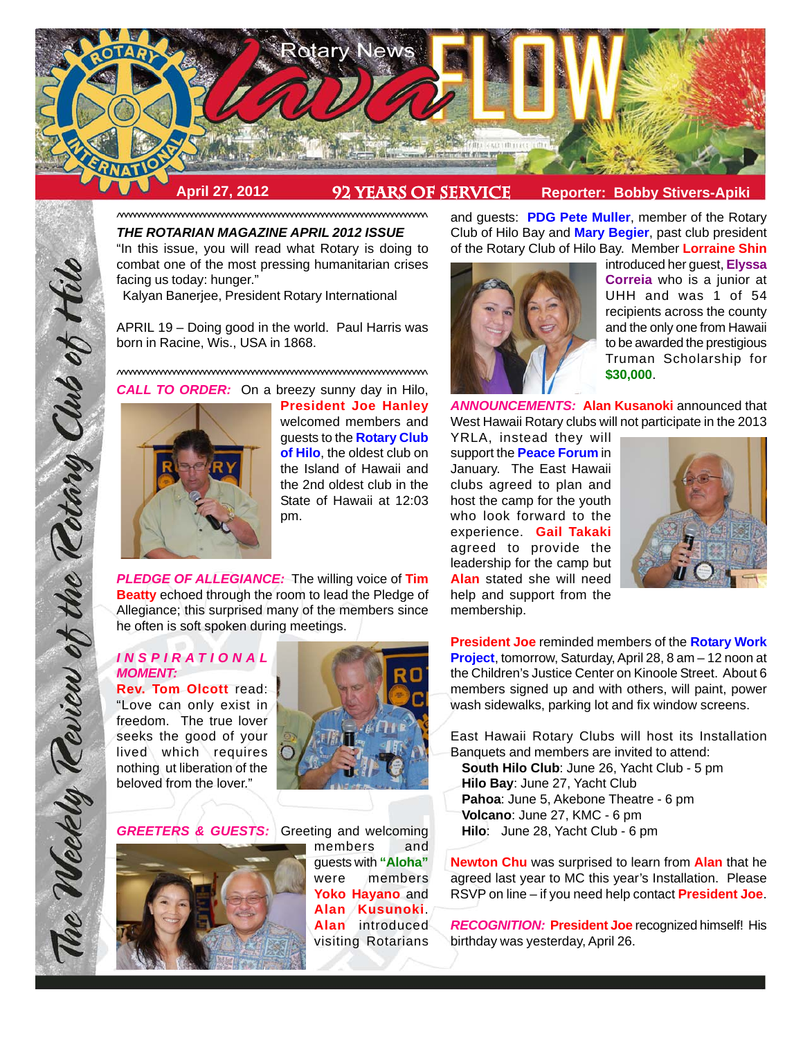# Rotary News lava FLOW

**April 27, 2012** — **92 YEARS OF SERVICE** — **Reporter: Bobby Stivers-Apiki**

*The Weekly Review of the Rotary Club of Hilo*

***THE ROTARIAN MAGAZINE APRIL 2012 ISSUE***

"In this issue, you will read what Rotary is doing to combat one of the most pressing humanitarian crises facing us today: hunger."
Kalyan Banerjee, President Rotary International

APRIL 19 – Doing good in the world. Paul Harris was born in Racine, Wis., USA in 1868.

***CALL TO ORDER:*** On a breezy sunny day in Hilo, **President Joe Hanley** welcomed members and guests to the **Rotary Club of Hilo**, the oldest club on the Island of Hawaii and the 2nd oldest club in the State of Hawaii at 12:03 pm.

***PLEDGE OF ALLEGIANCE:*** The willing voice of **Tim Beatty** echoed through the room to lead the Pledge of Allegiance; this surprised many of the members since he often is soft spoken during meetings.

***INSPIRATIONAL MOMENT:*** **Rev. Tom Olcott** read: "Love can only exist in freedom. The true lover seeks the good of your lived which requires nothing ut liberation of the beloved from the lover."

***GREETERS & GUESTS:*** Greeting and welcoming members and guests with **"Aloha"** were members **Yoko Hayano** and **Alan Kusunoki**. **Alan** introduced visiting Rotarians and guests: **PDG Pete Muller**, member of the Rotary Club of Hilo Bay and **Mary Begier**, past club president of the Rotary Club of Hilo Bay. Member **Lorraine Shin** introduced her guest, **Elyssa Correia** who is a junior at UHH and was 1 of 54 recipients across the county and the only one from Hawaii to be awarded the prestigious Truman Scholarship for **$30,000**.

***ANNOUNCEMENTS:*** **Alan Kusanoki** announced that West Hawaii Rotary clubs will not participate in the 2013 YRLA, instead they will support the **Peace Forum** in January. The East Hawaii clubs agreed to plan and host the camp for the youth who look forward to the experience. **Gail Takaki** agreed to provide the leadership for the camp but **Alan** stated she will need help and support from the membership.

**President Joe** reminded members of the **Rotary Work Project**, tomorrow, Saturday, April 28, 8 am – 12 noon at the Children's Justice Center on Kinoole Street. About 6 members signed up and with others, will paint, power wash sidewalks, parking lot and fix window screens.

East Hawaii Rotary Clubs will host its Installation Banquets and members are invited to attend:

- **South Hilo Club**: June 26, Yacht Club - 5 pm
- **Hilo Bay**: June 27, Yacht Club
- **Pahoa**: June 5, Akebone Theatre - 6 pm
- **Volcano**: June 27, KMC - 6 pm
- **Hilo**: June 28, Yacht Club - 6 pm

**Newton Chu** was surprised to learn from **Alan** that he agreed last year to MC this year's Installation. Please RSVP on line – if you need help contact **President Joe**.

***RECOGNITION:*** **President Joe** recognized himself! His birthday was yesterday, April 26.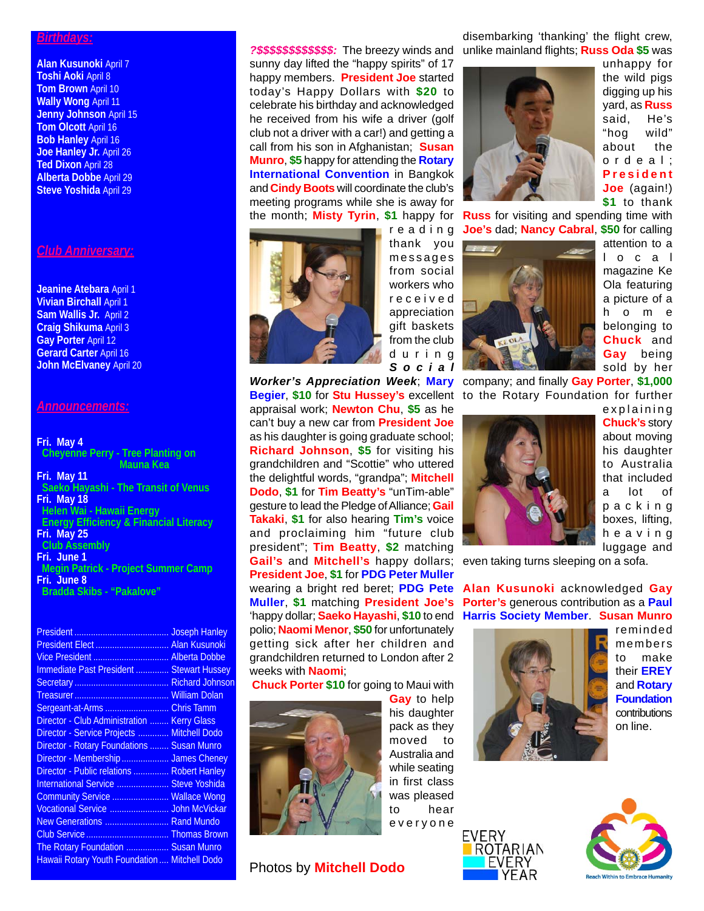## Birthdays:

**Alan Kusunoki** April 7
**Toshi Aoki** April 8
**Tom Brown** April 10
**Wally Wong** April 11
**Jenny Johnson** April 15
**Tom Olcott** April 16
**Bob Hanley** April 16
**Joe Hanley Jr.** April 26
**Ted Dixon** April 28
**Alberta Dobbe** April 29
**Steve Yoshida** April 29

## Club Anniversary:

**Jeanine Atebara** April 1
**Vivian Birchall** April 1
**Sam Wallis Jr.** April 2
**Craig Shikuma** April 3
**Gay Porter** April 12
**Gerard Carter** April 16
**John McElvaney** April 20

## Announcements:

**Fri. May 4**
Cheyenne Perry - Tree Planting on Mauna Kea
**Fri. May 11**
Saeko Hayashi - The Transit of Venus
**Fri. May 18**
Helen Wai - Hawaii Energy
Energy Efficiency & Financial Literacy
**Fri. May 25**
Club Assembly
**Fri. June 1**
Megin Patrick - Project Summer Camp
**Fri. June 8**
Bradda Skibs - "Pakalove"

| | |
|---|---|
| President | Joseph Hanley |
| President Elect | Alan Kusunoki |
| Vice President | Alberta Dobbe |
| Immediate Past President | Stewart Hussey |
| Secretary | Richard Johnson |
| Treasurer | William Dolan |
| Sergeant-at-Arms | Chris Tamm |
| Director - Club Administration | Kerry Glass |
| Director - Service Projects | Mitchell Dodo |
| Director - Rotary Foundations | Susan Munro |
| Director - Membership | James Cheney |
| Director - Public relations | Robert Hanley |
| International Service | Steve Yoshida |
| Community Service | Wallace Wong |
| Vocational Service | John McVickar |
| New Generations | Rand Mundo |
| Club Service | Thomas Brown |
| The Rotary Foundation | Susan Munro |
| Hawaii Rotary Youth Foundation | Mitchell Dodo |

***?$$$$$$$$$$$$$:*** The breezy winds and sunny day lifted the "happy spirits" of 17 happy members. **President Joe** started today's Happy Dollars with **$20** to celebrate his birthday and acknowledged he received from his wife a driver (golf club not a driver with a car!) and getting a call from his son in Afghanistan; **Susan Munro**, **$5** happy for attending the **Rotary International Convention** in Bangkok and **Cindy Boots** will coordinate the club's meeting programs while she is away for the month; **Misty Tyrin**, **$1** happy for reading thank you messages from social workers who received appreciation gift baskets from the club during ***Social Worker's Appreciation Week***; **Mary Begier**, **$10** for **Stu Hussey's** excellent appraisal work; **Newton Chu**, **$5** as he can't buy a new car from **President Joe** as his daughter is going graduate school; **Richard Johnson**, **$5** for visiting his grandchildren and "Scottie" who uttered the delightful words, "grandpa"; **Mitchell Dodo**, **$1** for **Tim Beatty's** "unTim-able" gesture to lead the Pledge of Alliance; **Gail Takaki**, **$1** for also hearing **Tim's** voice and proclaiming him "future club president"; **Tim Beatty**, **$2** matching **Gail's** and **Mitchell's** happy dollars; **President Joe**, **$1** for **PDG Peter Muller** wearing a bright red beret; **PDG Pete Muller**, **$1** matching **President Joe's** 'happy dollar; **Saeko Hayashi**, **$10** to end polio; **Naomi Menor**, **$50** for unfortunately getting sick after her children and grandchildren returned to London after 2 weeks with **Naomi**;

**Chuck Porter $10** for going to Maui with **Gay** to help his daughter pack as they moved to Australia and while seating in first class was pleased to hear everyone disembarking 'thanking' the flight crew, unlike mainland flights; **Russ Oda $5** was unhappy for the wild pigs digging up his yard, as **Russ** said, He's "hog wild" about the ordeal; **President Joe** (again!) **$1** to thank **Russ** for visiting and spending time with **Joe's** dad; **Nancy Cabral**, **$50** for calling attention to a local magazine Ke Ola featuring a picture of a home belonging to **Chuck** and **Gay** being sold by her company; and finally **Gay Porter**, **$1,000** to the Rotary Foundation for further explaining **Chuck's** story about moving his daughter to Australia that included a lot of packing boxes, lifting, heaving luggage and even taking turns sleeping on a sofa.

**Alan Kusunoki** acknowledged **Gay Porter's** generous contribution as a **Paul Harris Society Member**. **Susan Munro** reminded members to make their **EREY** and **Rotary Foundation** contributions on line.

Photos by **Mitchell Dodo**

EVERY ROTARIAN EVERY YEAR

Reach Within to Embrace Humanity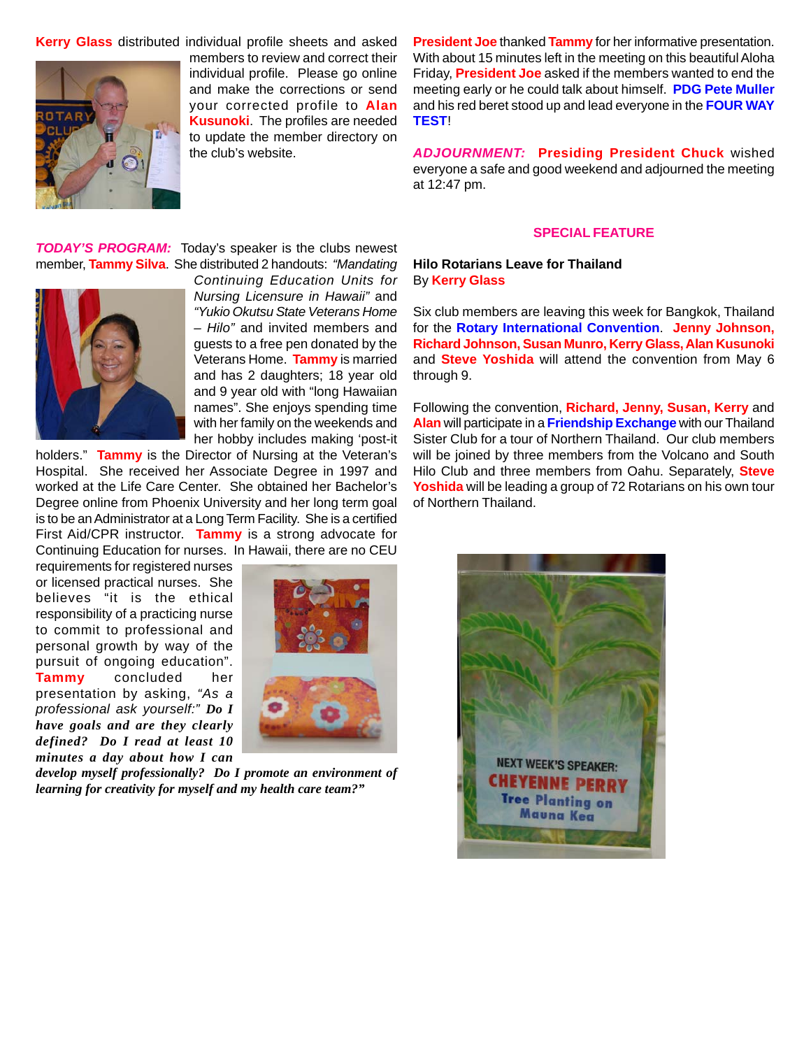**Kerry Glass** distributed individual profile sheets and asked members to review and correct their individual profile. Please go online and make the corrections or send your corrected profile to **Alan Kusunoki**. The profiles are needed to update the member directory on the club's website.

***TODAY'S PROGRAM:*** Today's speaker is the clubs newest member, **Tammy Silva**. She distributed 2 handouts: *"Mandating Continuing Education Units for Nursing Licensure in Hawaii"* and *"Yukio Okutsu State Veterans Home – Hilo"* and invited members and guests to a free pen donated by the Veterans Home. **Tammy** is married and has 2 daughters; 18 year old and 9 year old with "long Hawaiian names". She enjoys spending time with her family on the weekends and her hobby includes making 'post-it holders." **Tammy** is the Director of Nursing at the Veteran's Hospital. She received her Associate Degree in 1997 and worked at the Life Care Center. She obtained her Bachelor's Degree online from Phoenix University and her long term goal is to be an Administrator at a Long Term Facility. She is a certified First Aid/CPR instructor. **Tammy** is a strong advocate for Continuing Education for nurses. In Hawaii, there are no CEU requirements for registered nurses or licensed practical nurses. She believes "it is the ethical responsibility of a practicing nurse to commit to professional and personal growth by way of the pursuit of ongoing education". **Tammy** concluded her presentation by asking, *"As a professional ask yourself:" **Do I have goals and are they clearly defined? Do I read at least 10 minutes a day about how I can develop myself professionally? Do I promote an environment of learning for creativity for myself and my health care team?"***

**President Joe** thanked **Tammy** for her informative presentation. With about 15 minutes left in the meeting on this beautiful Aloha Friday, **President Joe** asked if the members wanted to end the meeting early or he could talk about himself. **PDG Pete Muller** and his red beret stood up and lead everyone in the **FOUR WAY TEST**!

***ADJOURNMENT:*** **Presiding President Chuck** wished everyone a safe and good weekend and adjourned the meeting at 12:47 pm.

## SPECIAL FEATURE

**Hilo Rotarians Leave for Thailand**
By **Kerry Glass**

Six club members are leaving this week for Bangkok, Thailand for the **Rotary International Convention**. **Jenny Johnson, Richard Johnson, Susan Munro, Kerry Glass, Alan Kusunoki** and **Steve Yoshida** will attend the convention from May 6 through 9.

Following the convention, **Richard, Jenny, Susan, Kerry** and **Alan** will participate in a **Friendship Exchange** with our Thailand Sister Club for a tour of Northern Thailand. Our club members will be joined by three members from the Volcano and South Hilo Club and three members from Oahu. Separately, **Steve Yoshida** will be leading a group of 72 Rotarians on his own tour of Northern Thailand.

NEXT WEEK'S SPEAKER:
CHEYENNE PERRY
Tree Planting on Mauna Kea